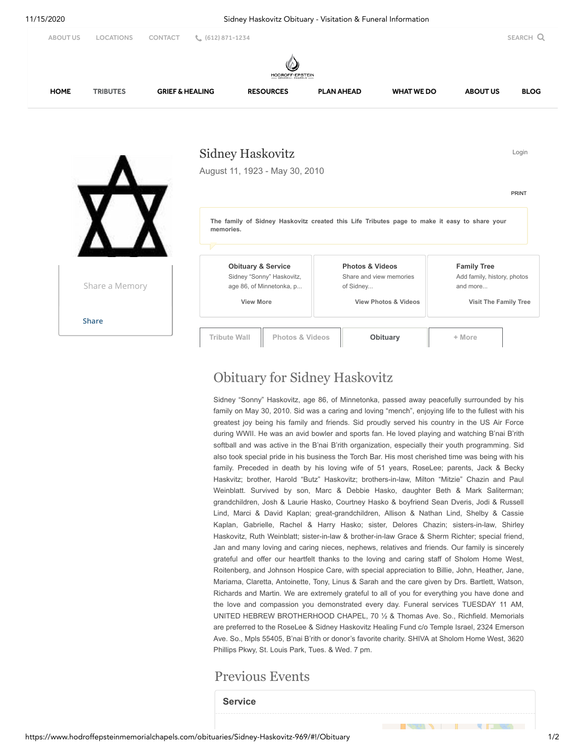ABOUT US LOCATIONS CONTACT (612) 871-1234 SEARCH

HODROFF-EPSTEIN MEMORIAL CHAPELS

HOME TRIBUTES GRIEF & HEALING RESOURCES PLAN AHEAD WHAT WE DO ABOUT US BLOG

# Sidney Haskovitz

August 11, 1923 - May 30, 2010

Login

PRINT

**The family of Sidney Haskovitz created this Life Tributes page to make it easy to share your memories.**

Share a Memory

Share

**Obituary & Service**
Sidney "Sonny" Haskovitz, age 86, of Minnetonka, p...
View More

**Photos & Videos**
Share and view memories of Sidney...
View Photos & Videos

**Family Tree**
Add family, history, photos and more...
Visit The Family Tree

Tribute Wall | Photos & Videos | Obituary | + More

## Obituary for Sidney Haskovitz

Sidney "Sonny" Haskovitz, age 86, of Minnetonka, passed away peacefully surrounded by his family on May 30, 2010. Sid was a caring and loving "mench", enjoying life to the fullest with his greatest joy being his family and friends. Sid proudly served his country in the US Air Force during WWII. He was an avid bowler and sports fan. He loved playing and watching B'nai B'rith softball and was active in the B'nai B'rith organization, especially their youth programming. Sid also took special pride in his business the Torch Bar. His most cherished time was being with his family. Preceded in death by his loving wife of 51 years, RoseLee; parents, Jack & Becky Haskvitz; brother, Harold "Butz" Haskovitz; brothers-in-law, Milton "Mitzie" Chazin and Paul Weinblatt. Survived by son, Marc & Debbie Hasko, daughter Beth & Mark Saliterman; grandchildren, Josh & Laurie Hasko, Courtney Hasko & boyfriend Sean Dveris, Jodi & Russell Lind, Marci & David Kaplan; great-grandchildren, Allison & Nathan Lind, Shelby & Cassie Kaplan, Gabrielle, Rachel & Harry Hasko; sister, Delores Chazin; sisters-in-law, Shirley Haskovitz, Ruth Weinblatt; sister-in-law & brother-in-law Grace & Sherm Richter; special friend, Jan and many loving and caring nieces, nephews, relatives and friends. Our family is sincerely grateful and offer our heartfelt thanks to the loving and caring staff of Sholom Home West, Roitenberg, and Johnson Hospice Care, with special appreciation to Billie, John, Heather, Jane, Mariama, Claretta, Antoinette, Tony, Linus & Sarah and the care given by Drs. Bartlett, Watson, Richards and Martin. We are extremely grateful to all of you for everything you have done and the love and compassion you demonstrated every day. Funeral services TUESDAY 11 AM, UNITED HEBREW BROTHERHOOD CHAPEL, 70 ½ & Thomas Ave. So., Richfield. Memorials are preferred to the RoseLee & Sidney Haskovitz Healing Fund c/o Temple Israel, 2324 Emerson Ave. So., Mpls 55405, B'nai B'rith or donor's favorite charity. SHIVA at Sholom Home West, 3620 Phillips Pkwy, St. Louis Park, Tues. & Wed. 7 pm.

## Previous Events

### Service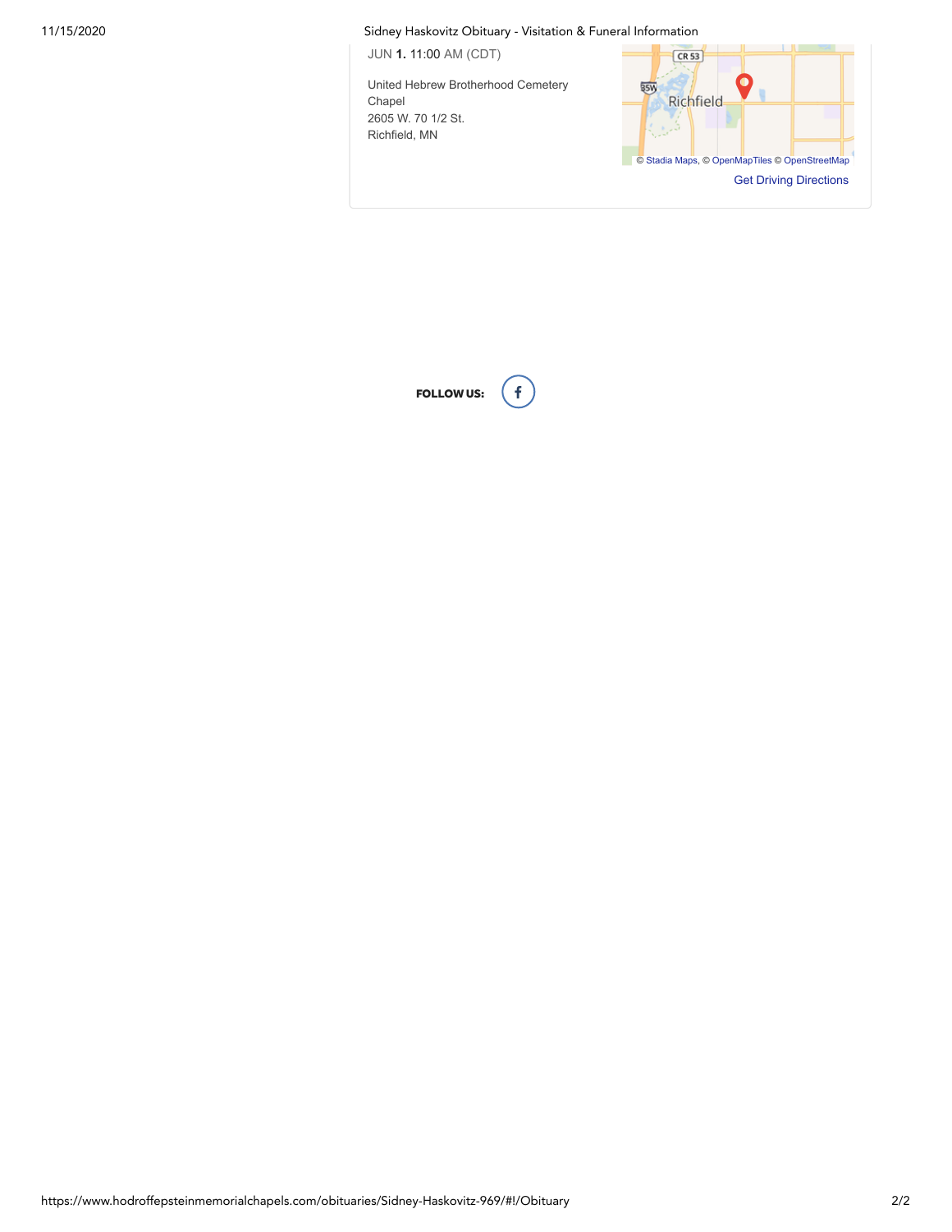JUN **1.** 11:00 AM (CDT)

United Hebrew Brotherhood Cemetery Chapel
2605 W. 70 1/2 St.
Richfield, MN

© Stadia Maps, © OpenMapTiles © OpenStreetMap

Get Driving Directions

**FOLLOW US:**